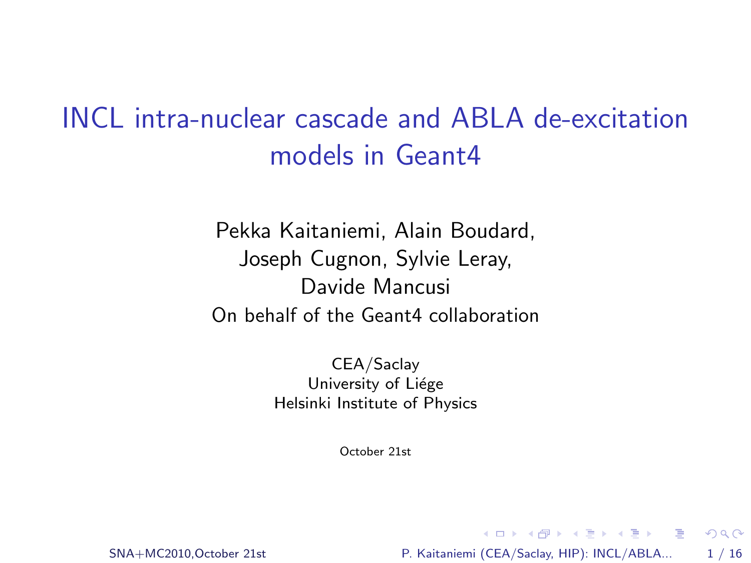# INCL intra-nuclear cascade and ABLA de-excitation models in Geant4

Pekka Kaitaniemi, Alain Boudard,
Joseph Cugnon, Sylvie Leray,
Davide Mancusi

On behalf of the Geant4 collaboration

CEA/Saclay
University of Liége
Helsinki Institute of Physics

October 21st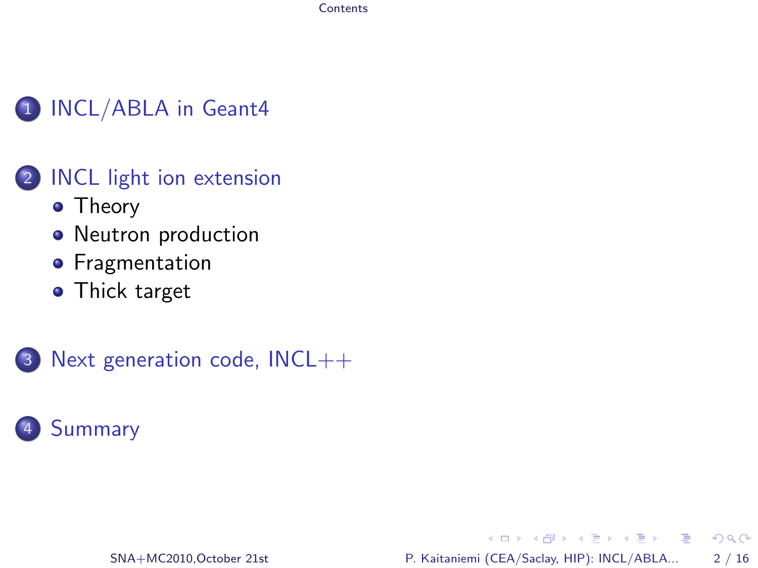# Contents

1. INCL/ABLA in Geant4
2. INCL light ion extension
   - Theory
   - Neutron production
   - Fragmentation
   - Thick target
3. Next generation code, INCL++
4. Summary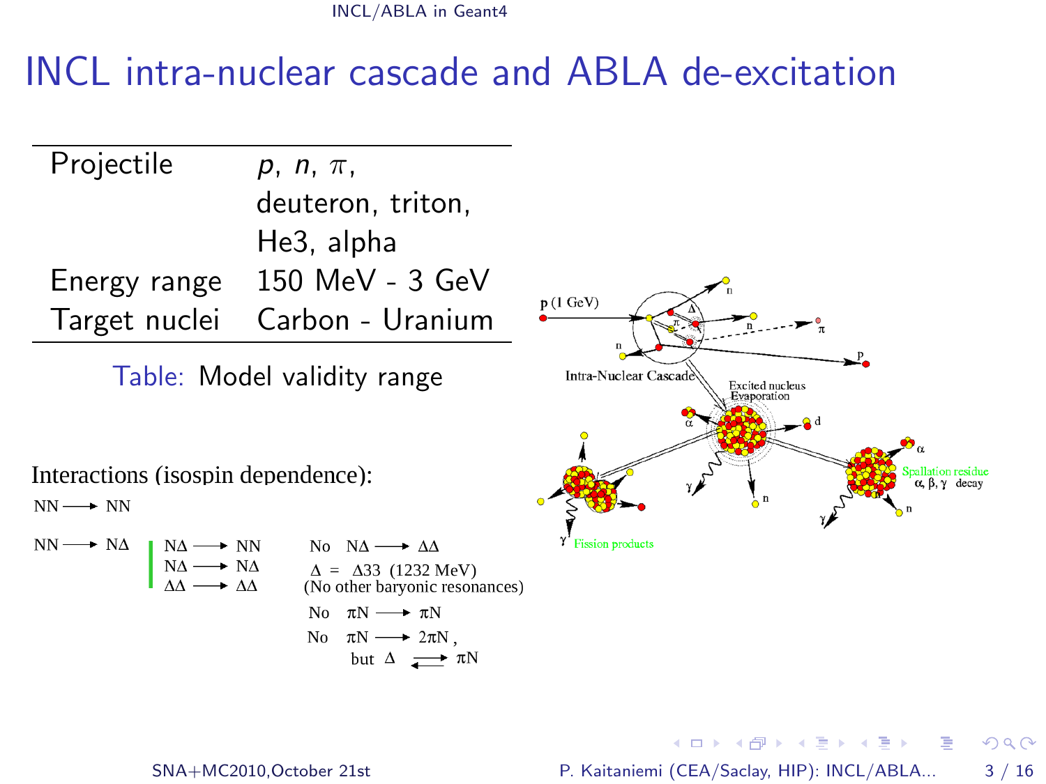# INCL intra-nuclear cascade and ABLA de-excitation

| | |
|---|---|
| Projectile | $p$, $n$, $\pi$, deuteron, triton, He3, alpha |
| Energy range | 150 MeV - 3 GeV |
| Target nuclei | Carbon - Uranium |

Table: Model validity range

Interactions (isospin dependence):

NN ⟶ NN

NN ⟶ NΔ

- NΔ ⟶ NN
- NΔ ⟶ NΔ
- ΔΔ ⟶ ΔΔ

No NΔ ⟶ ΔΔ

Δ = Δ33 (1232 MeV)
(No other baryonic resonances)

No πN ⟶ πN

No πN ⟶ 2πN,
but Δ ⇄ πN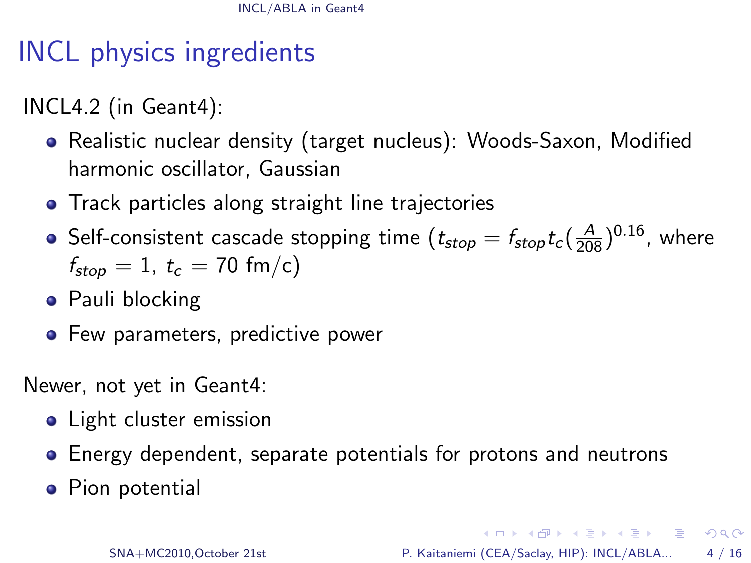# INCL physics ingredients

INCL4.2 (in Geant4):

- Realistic nuclear density (target nucleus): Woods-Saxon, Modified harmonic oscillator, Gaussian
- Track particles along straight line trajectories
- Self-consistent cascade stopping time ($t_{stop} = f_{stop} t_c (\frac{A}{208})^{0.16}$, where $f_{stop} = 1$, $t_c = 70$ fm/c)
- Pauli blocking
- Few parameters, predictive power

Newer, not yet in Geant4:

- Light cluster emission
- Energy dependent, separate potentials for protons and neutrons
- Pion potential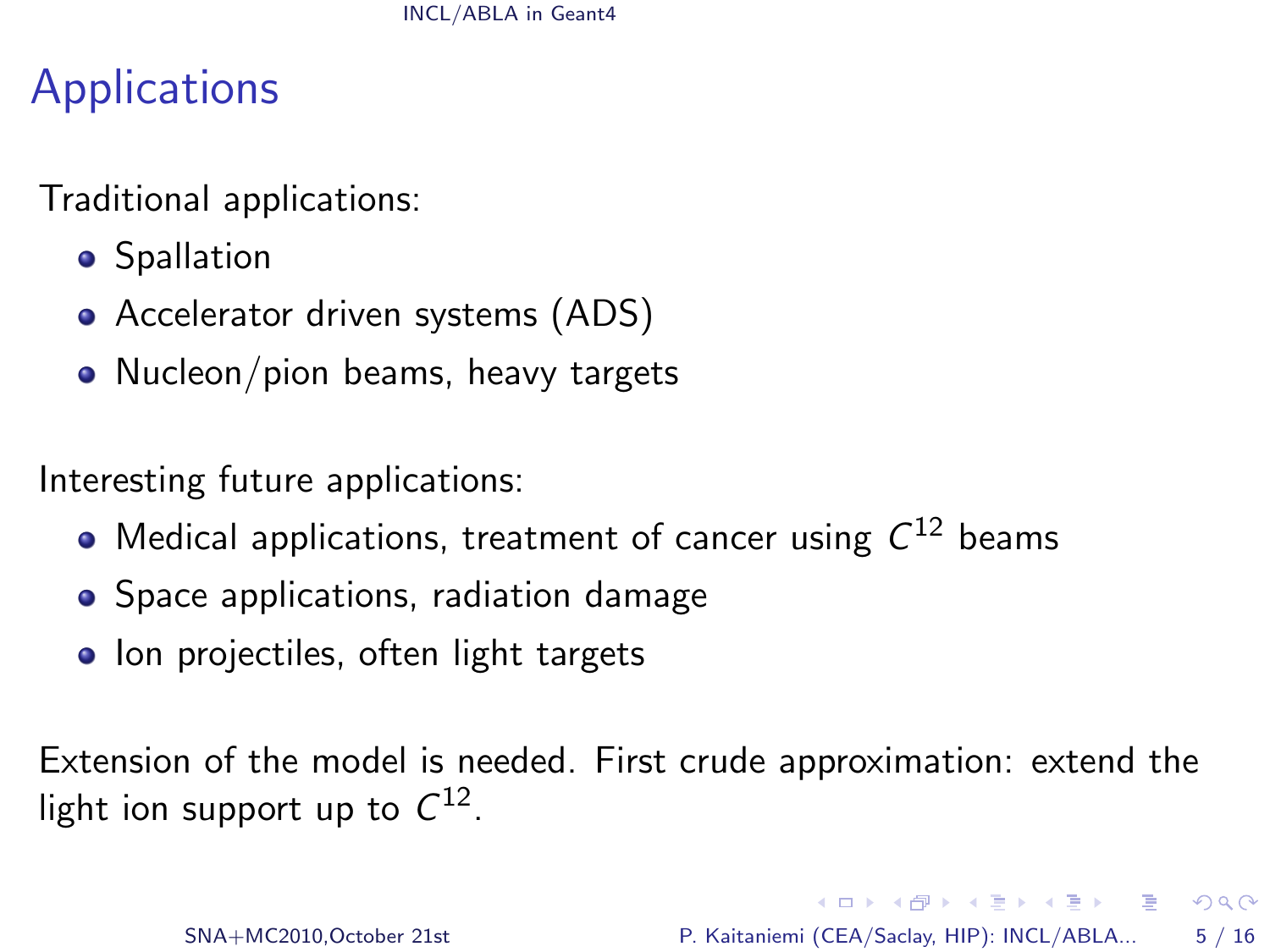# Applications

Traditional applications:

- Spallation
- Accelerator driven systems (ADS)
- Nucleon/pion beams, heavy targets

Interesting future applications:

- Medical applications, treatment of cancer using $C^{12}$ beams
- Space applications, radiation damage
- Ion projectiles, often light targets

Extension of the model is needed. First crude approximation: extend the light ion support up to $C^{12}$.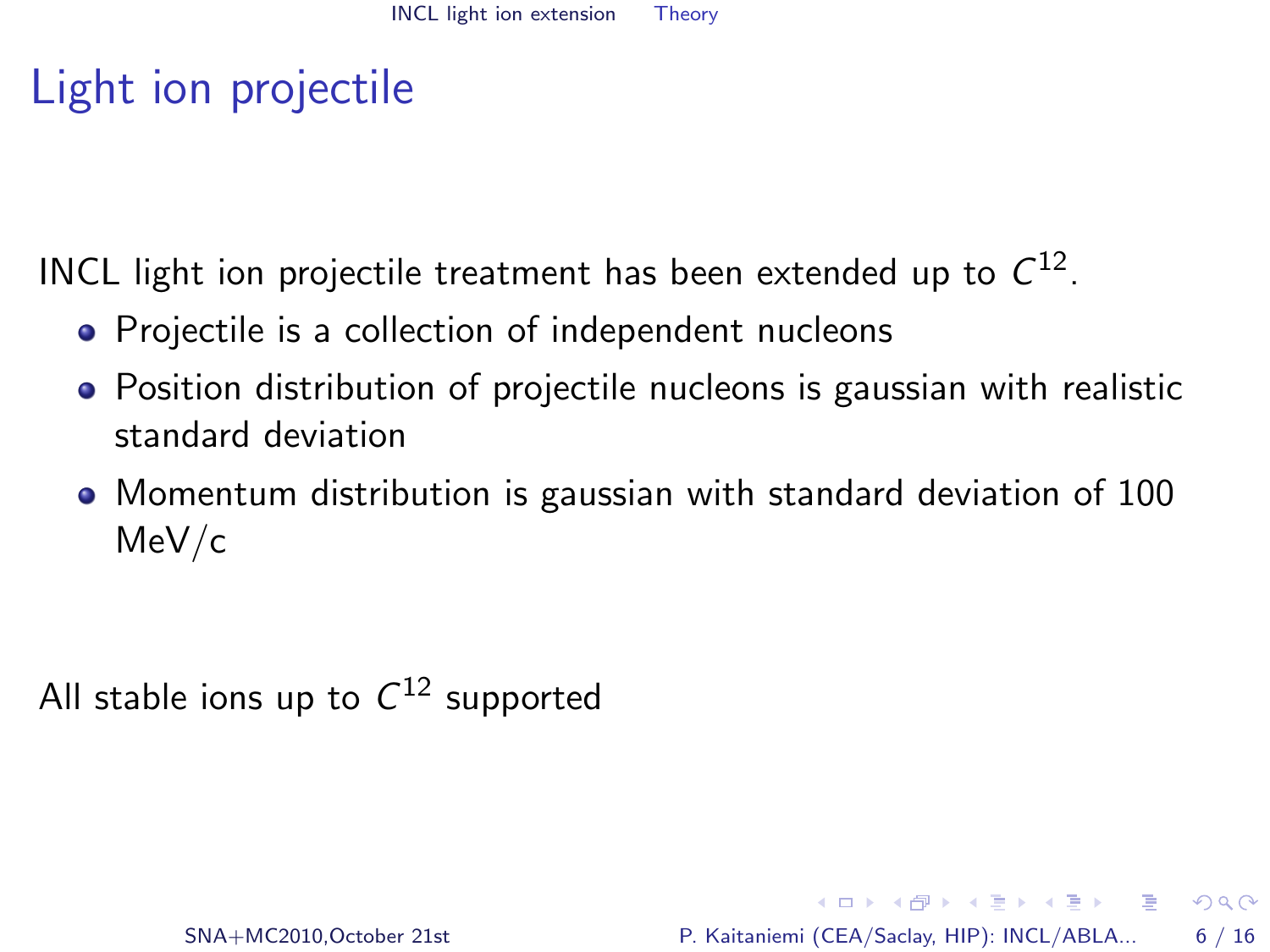# Light ion projectile

INCL light ion projectile treatment has been extended up to $C^{12}$.

- Projectile is a collection of independent nucleons
- Position distribution of projectile nucleons is gaussian with realistic standard deviation
- Momentum distribution is gaussian with standard deviation of 100 MeV/c

All stable ions up to $C^{12}$ supported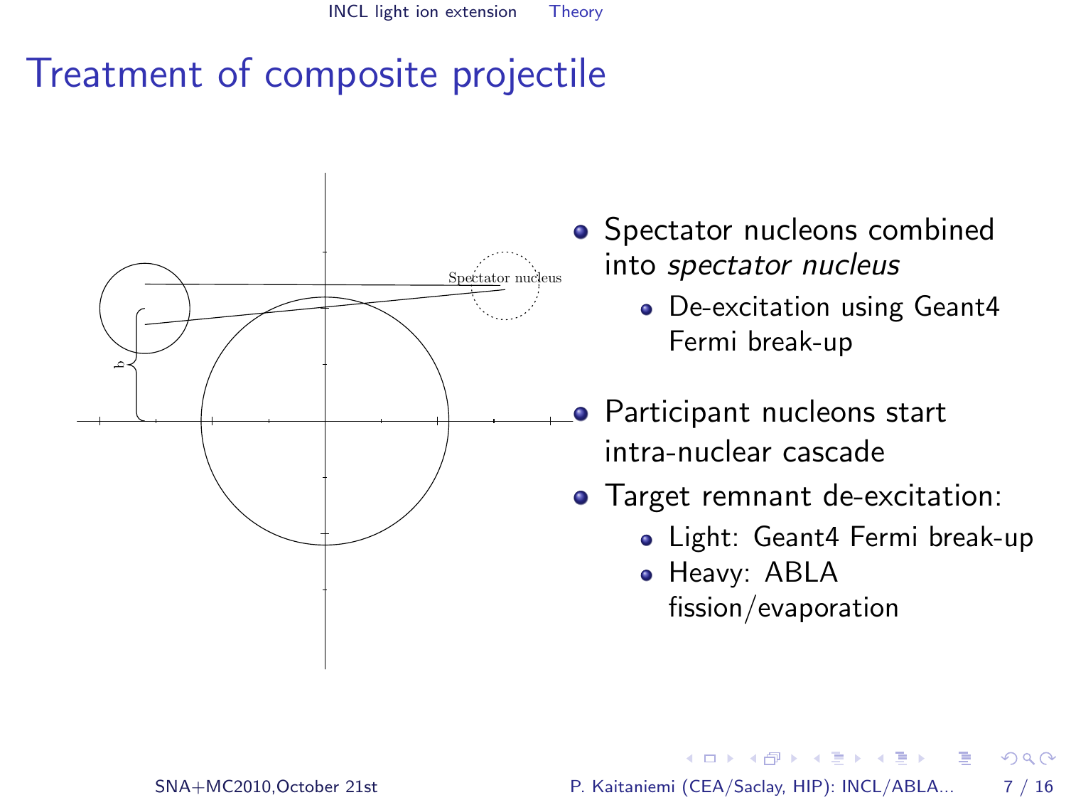# Treatment of composite projectile

- Spectator nucleons combined into *spectator nucleus*
  - De-excitation using Geant4 Fermi break-up
- Participant nucleons start intra-nuclear cascade
- Target remnant de-excitation:
  - Light: Geant4 Fermi break-up
  - Heavy: ABLA fission/evaporation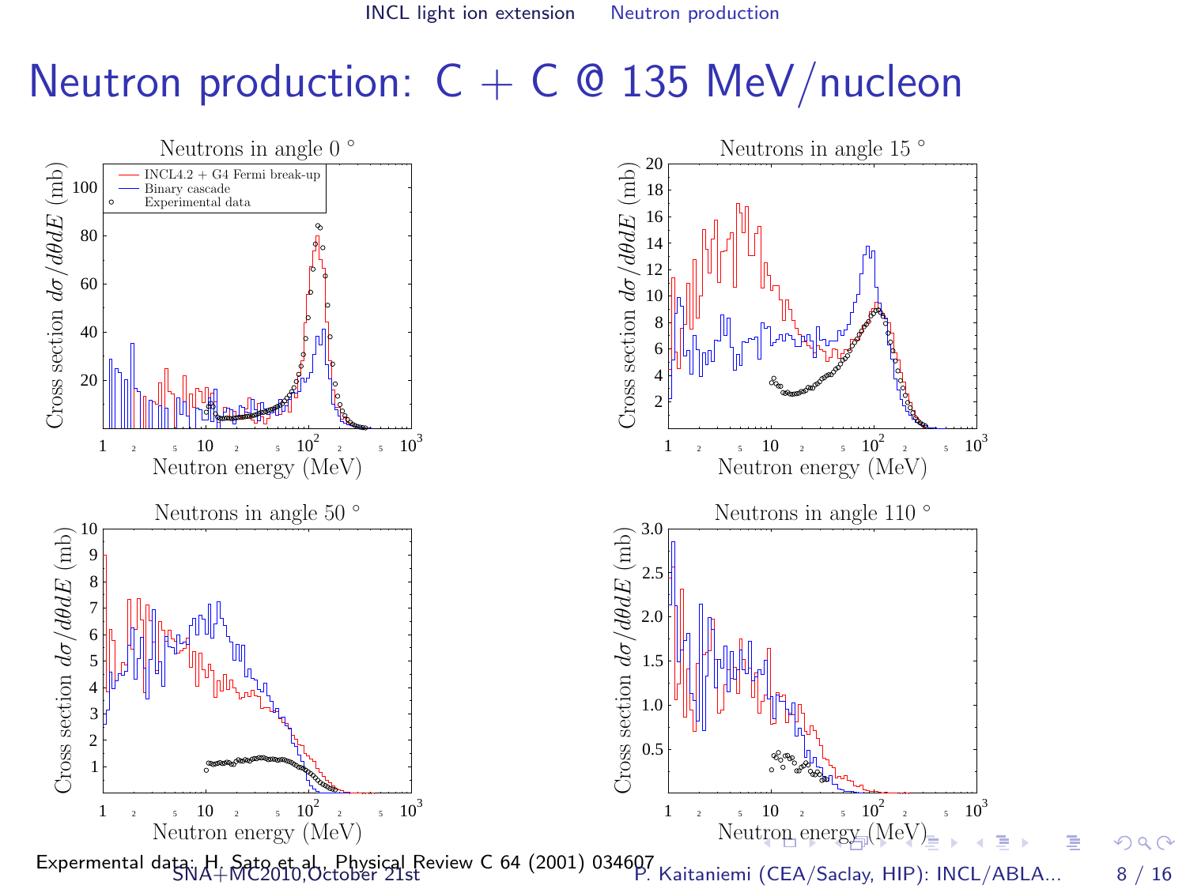# Neutron production: C + C @ 135 MeV/nucleon

Neutrons in angle 0 °

INCL4.2 + G4 Fermi break-up
Binary cascade
Experimental data

Cross section $d\sigma/d\theta dE$ (mb)

Neutron energy (MeV)

Neutrons in angle 15 °

Cross section $d\sigma/d\theta dE$ (mb)

Neutron energy (MeV)

Neutrons in angle 50 °

Cross section $d\sigma/d\theta dE$ (mb)

Neutron energy (MeV)

Neutrons in angle 110 °

Cross section $d\sigma/d\theta dE$ (mb)

Neutron energy (MeV)

Expermental data: H. Sato et al., Physical Review C 64 (2001) 034607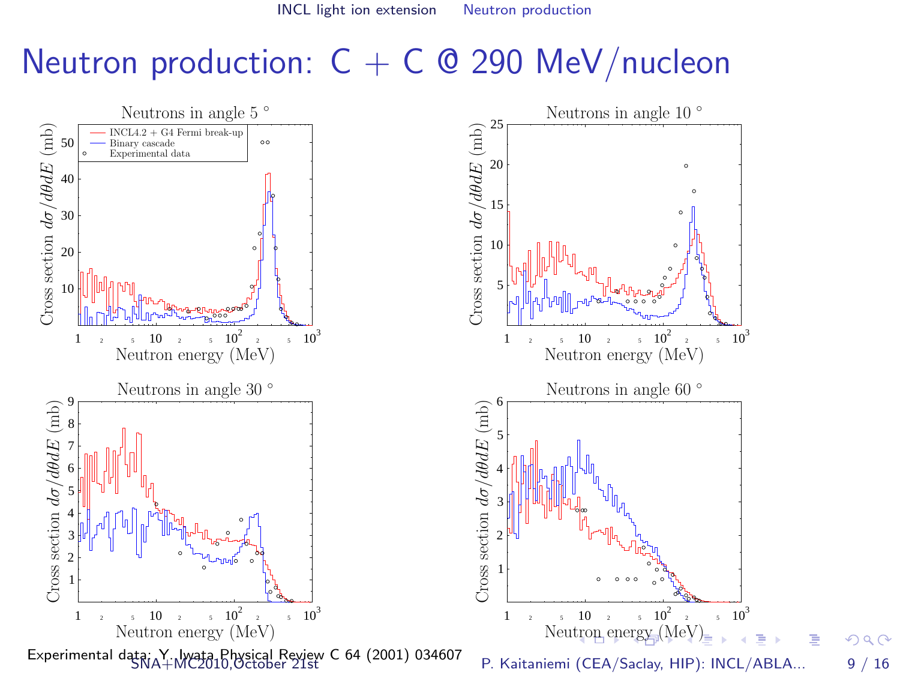# Neutron production: C + C @ 290 MeV/nucleon

Neutrons in angle 5 °

INCL4.2 + G4 Fermi break-up
Binary cascade
Experimental data

Cross section $d\sigma/d\theta dE$ (mb)

Neutron energy (MeV)

Neutrons in angle 10 °

Cross section $d\sigma/d\theta dE$ (mb)

Neutron energy (MeV)

Neutrons in angle 30 °

Cross section $d\sigma/d\theta dE$ (mb)

Neutron energy (MeV)

Neutrons in angle 60 °

Cross section $d\sigma/d\theta dE$ (mb)

Neutron energy (MeV)

Experimental data: Y. Iwata Physical Review C 64 (2001) 034607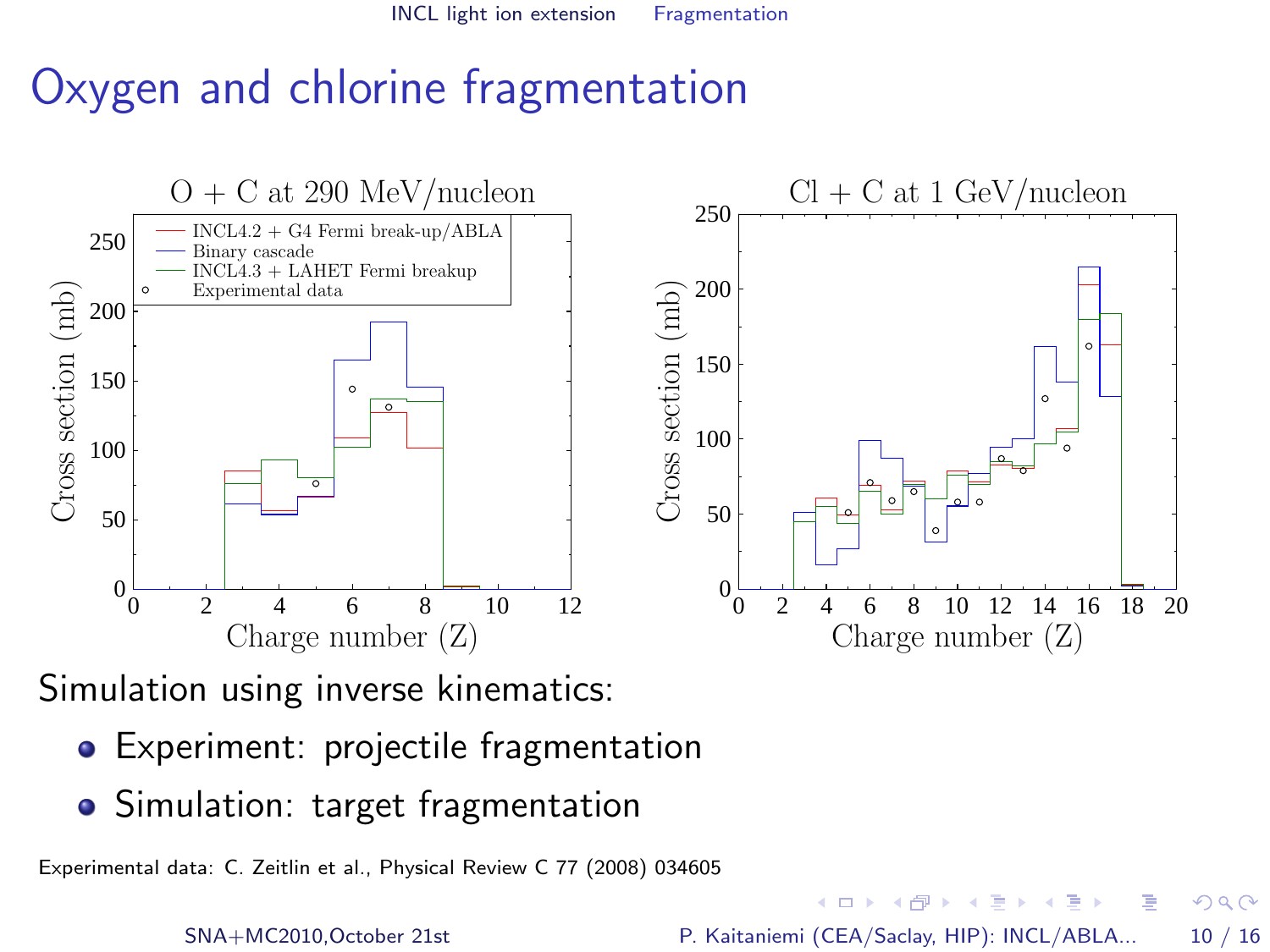# Oxygen and chlorine fragmentation

O + C at 290 MeV/nucleon

INCL4.2 + G4 Fermi break-up/ABLA
Binary cascade
INCL4.3 + LAHET Fermi breakup
Experimental data

Cross section (mb)
0
50
100
150
200
250

Charge number (Z)
0 2 4 6 8 10 12

Cl + C at 1 GeV/nucleon

Cross section (mb)
0
50
100
150
200
250

Charge number (Z)
0 2 4 6 8 10 12 14 16 18 20

Simulation using inverse kinematics:

- Experiment: projectile fragmentation
- Simulation: target fragmentation

Experimental data: C. Zeitlin et al., Physical Review C 77 (2008) 034605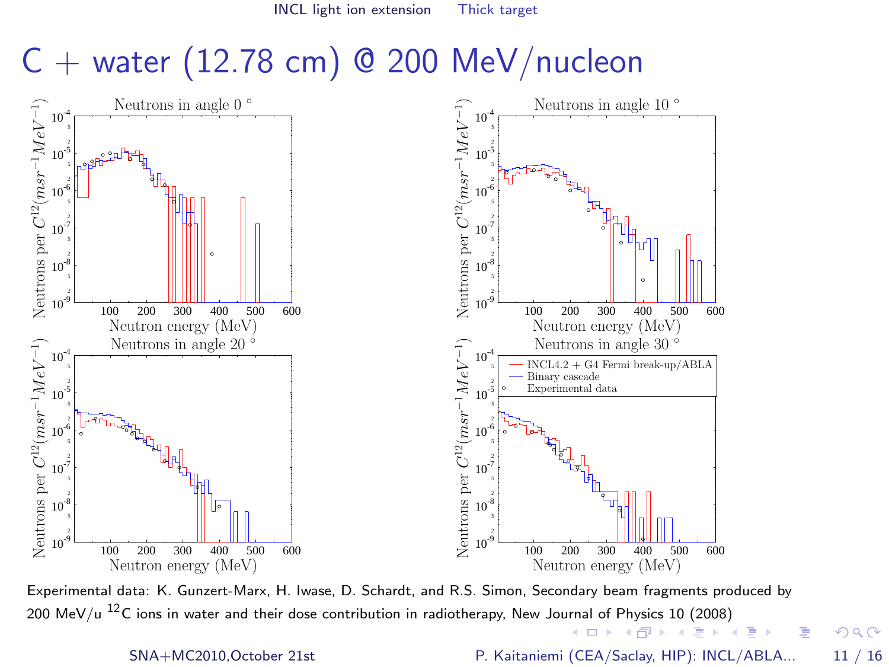# C + water (12.78 cm) @ 200 MeV/nucleon

Neutrons in angle 0 °

Neutrons in angle 10 °

Neutrons in angle 20 °

Neutrons in angle 30 °

Neutrons per $C^{12}(msr^{-1}MeV^{-1})$

Neutron energy (MeV)

100 200 300 400 500 600

$10^{-9}$ $10^{-8}$ $10^{-7}$ $10^{-6}$ $10^{-5}$ $10^{-4}$

INCL4.2 + G4 Fermi break-up/ABLA

Binary cascade

Experimental data

Experimental data: K. Gunzert-Marx, H. Iwase, D. Schardt, and R.S. Simon, Secondary beam fragments produced by 200 MeV/u $^{12}C$ ions in water and their dose contribution in radiotherapy, New Journal of Physics 10 (2008)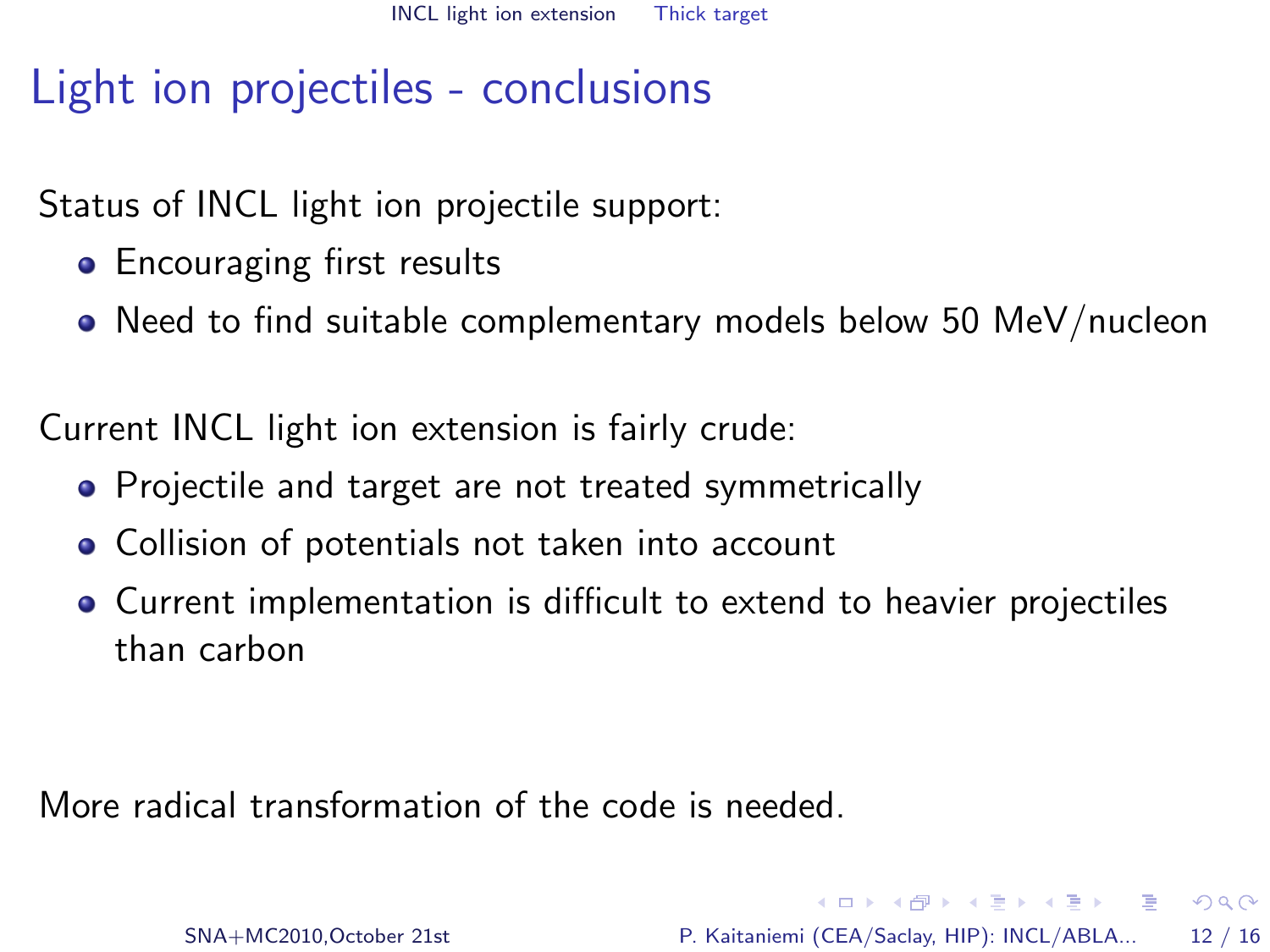# Light ion projectiles - conclusions

Status of INCL light ion projectile support:

- Encouraging first results
- Need to find suitable complementary models below 50 MeV/nucleon

Current INCL light ion extension is fairly crude:

- Projectile and target are not treated symmetrically
- Collision of potentials not taken into account
- Current implementation is difficult to extend to heavier projectiles than carbon

More radical transformation of the code is needed.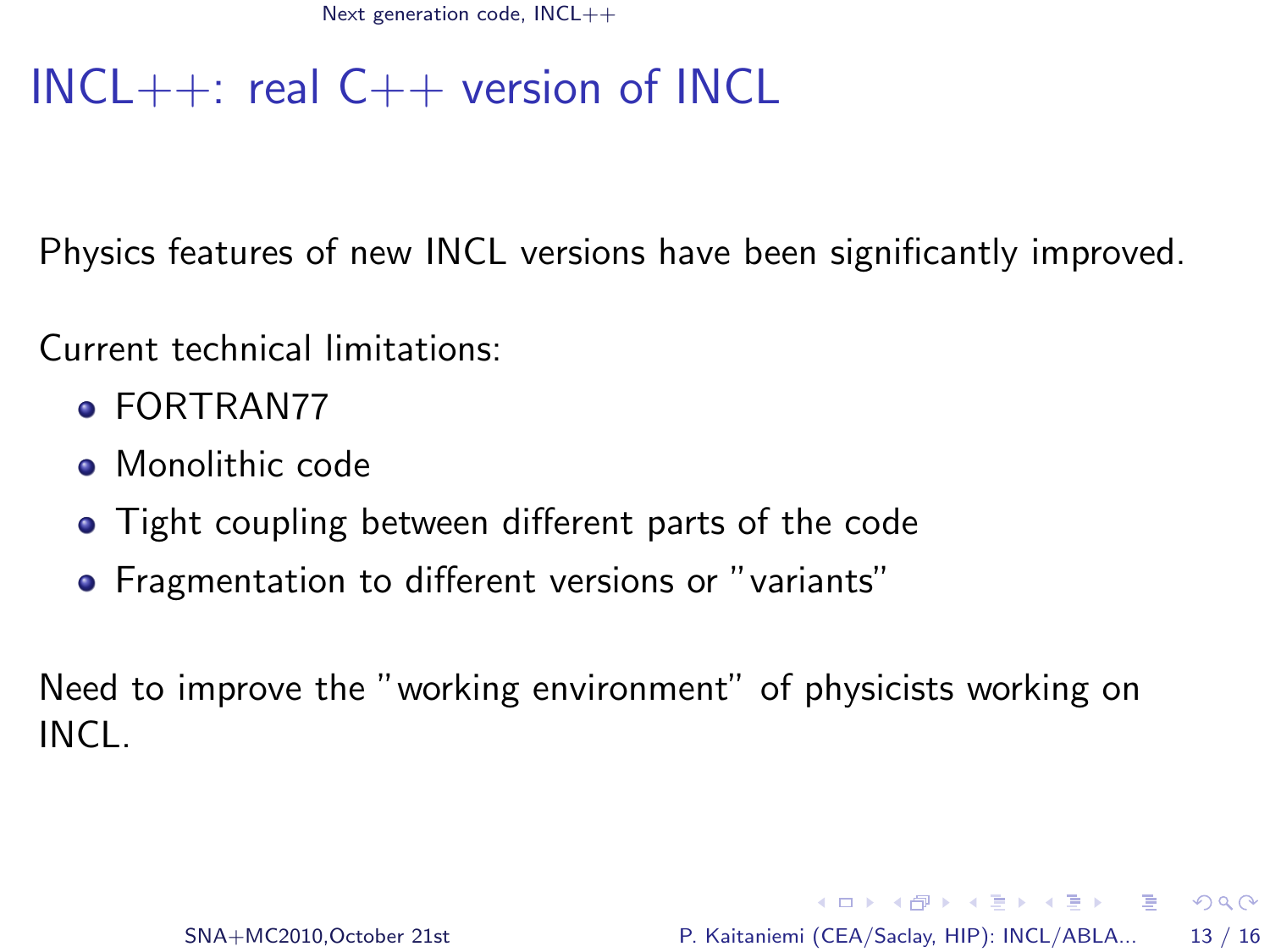# INCL++: real C++ version of INCL

Physics features of new INCL versions have been significantly improved.

Current technical limitations:

- FORTRAN77
- Monolithic code
- Tight coupling between different parts of the code
- Fragmentation to different versions or "variants"

Need to improve the "working environment" of physicists working on INCL.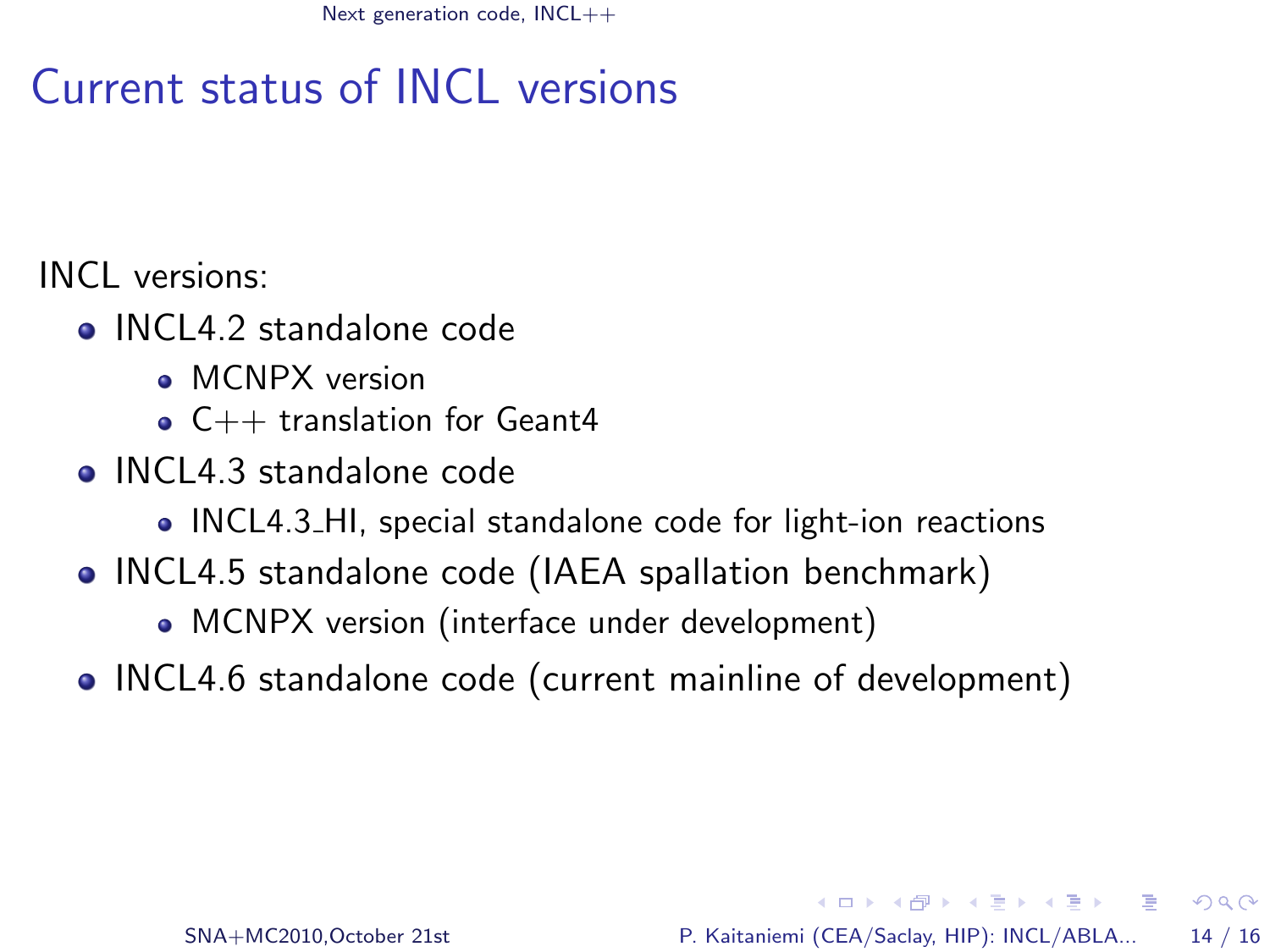# Current status of INCL versions

INCL versions:

- INCL4.2 standalone code
  - MCNPX version
  - C++ translation for Geant4
- INCL4.3 standalone code
  - INCL4.3_HI, special standalone code for light-ion reactions
- INCL4.5 standalone code (IAEA spallation benchmark)
  - MCNPX version (interface under development)
- INCL4.6 standalone code (current mainline of development)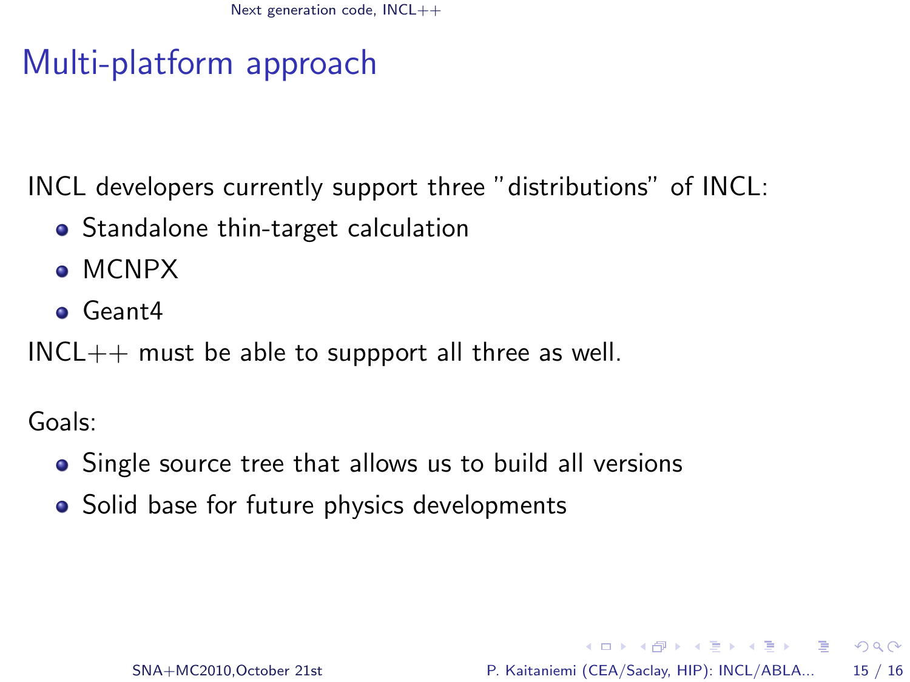# Multi-platform approach

INCL developers currently support three "distributions" of INCL:

- Standalone thin-target calculation
- MCNPX
- Geant4

INCL++ must be able to suppport all three as well.

Goals:

- Single source tree that allows us to build all versions
- Solid base for future physics developments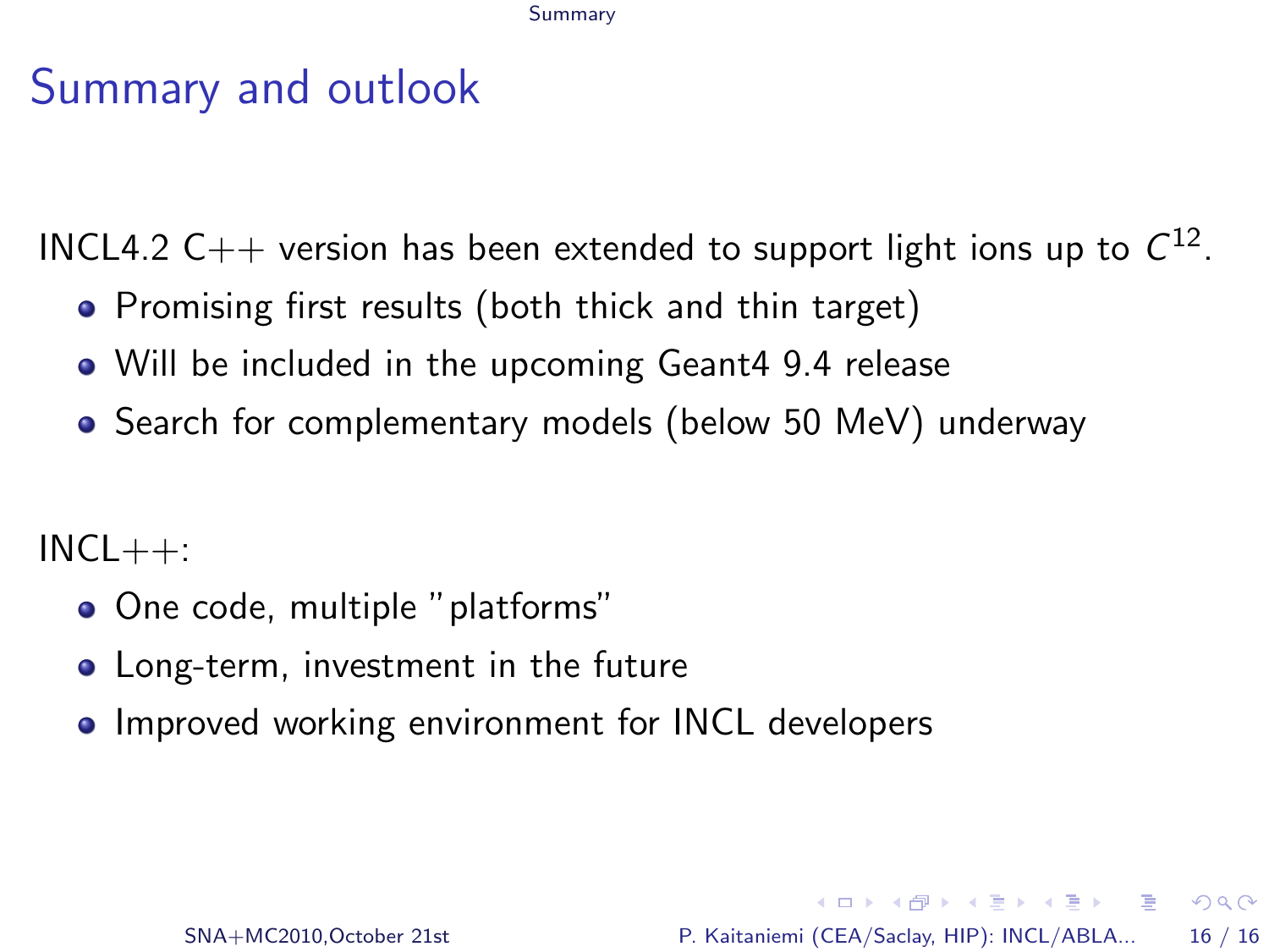# Summary and outlook

INCL4.2 C++ version has been extended to support light ions up to $C^{12}$.

- Promising first results (both thick and thin target)
- Will be included in the upcoming Geant4 9.4 release
- Search for complementary models (below 50 MeV) underway

INCL++:

- One code, multiple "platforms"
- Long-term, investment in the future
- Improved working environment for INCL developers